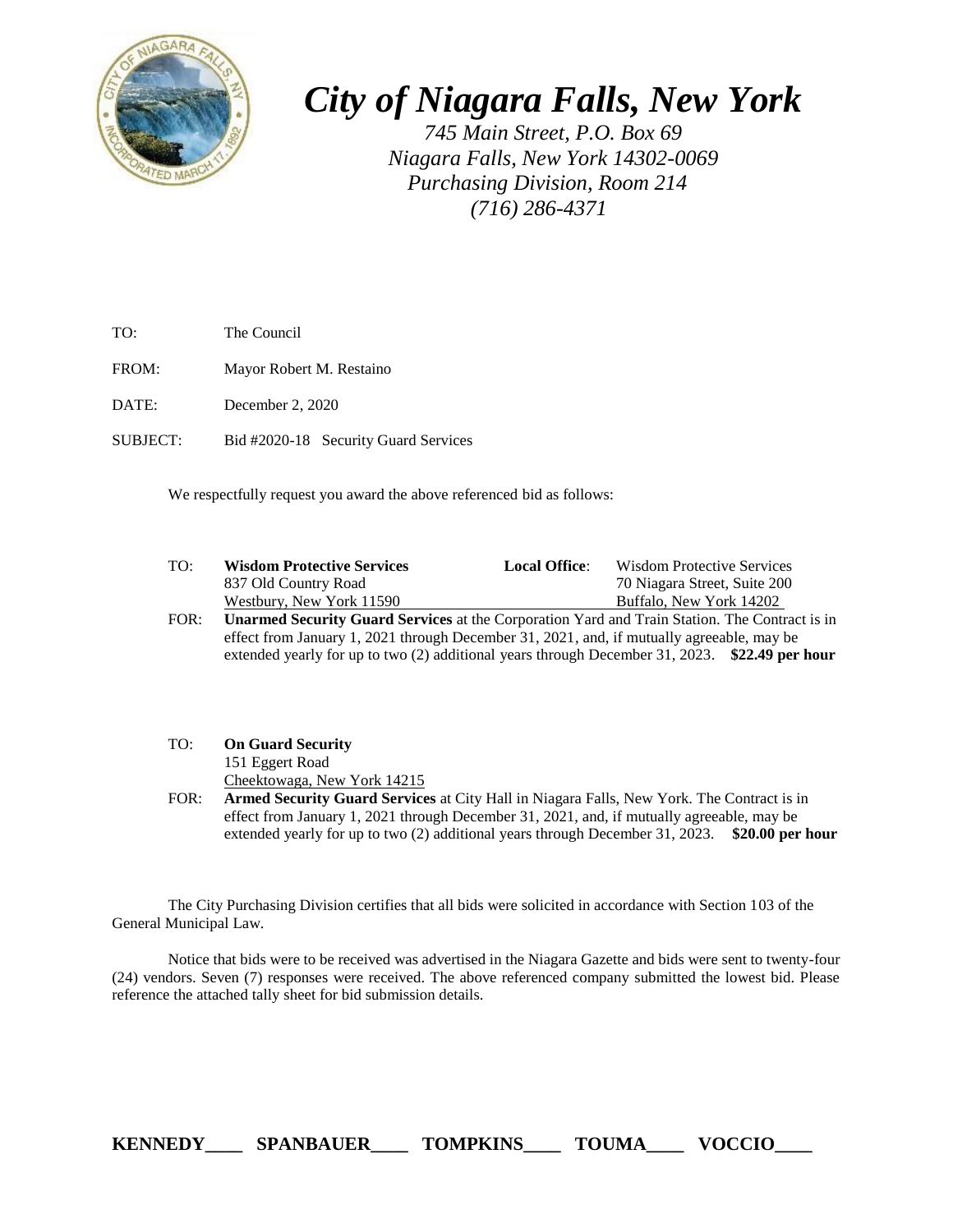# *City of Niagara Falls, New York*

*745 Main Street, P.O. Box 69*
*Niagara Falls, New York 14302-0069*
*Purchasing Division, Room 214*
*(716) 286-4371*

TO: The Council

FROM: Mayor Robert M. Restaino

DATE: December 2, 2020

SUBJECT: Bid #2020-18 Security Guard Services

We respectfully request you award the above referenced bid as follows:

TO: **Wisdom Protective Services**
837 Old Country Road
Westbury, New York 11590

**Local Office**: Wisdom Protective Services
70 Niagara Street, Suite 200
Buffalo, New York 14202

FOR: **Unarmed Security Guard Services** at the Corporation Yard and Train Station. The Contract is in effect from January 1, 2021 through December 31, 2021, and, if mutually agreeable, may be extended yearly for up to two (2) additional years through December 31, 2023. **$22.49 per hour**

TO: **On Guard Security**
151 Eggert Road
Cheektowaga, New York 14215

FOR: **Armed Security Guard Services** at City Hall in Niagara Falls, New York. The Contract is in effect from January 1, 2021 through December 31, 2021, and, if mutually agreeable, may be extended yearly for up to two (2) additional years through December 31, 2023. **$20.00 per hour**

The City Purchasing Division certifies that all bids were solicited in accordance with Section 103 of the General Municipal Law.

Notice that bids were to be received was advertised in the Niagara Gazette and bids were sent to twenty-four (24) vendors. Seven (7) responses were received. The above referenced company submitted the lowest bid. Please reference the attached tally sheet for bid submission details.

**KENNEDY____ SPANBAUER____ TOMPKINS____ TOUMA____ VOCCIO____**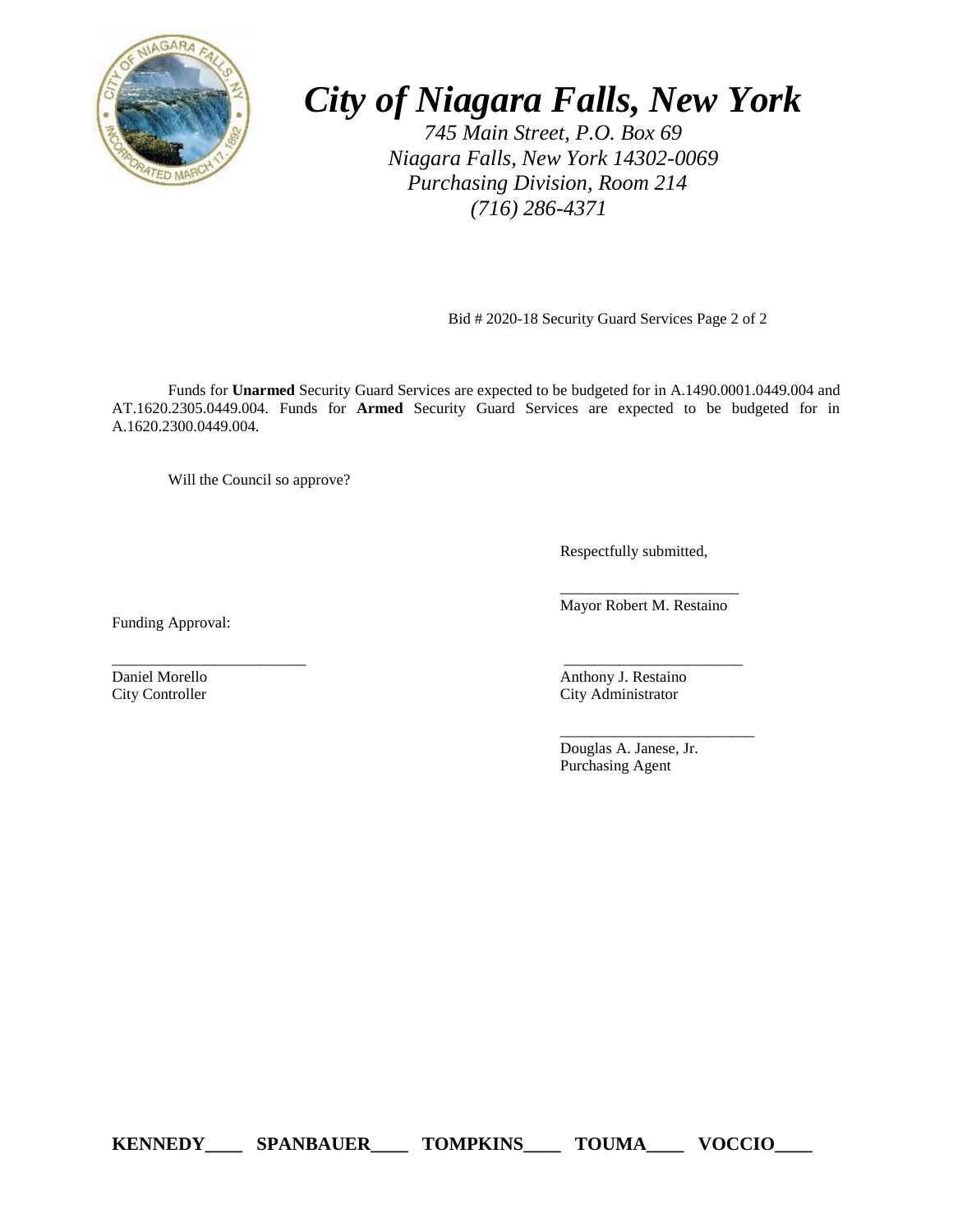// City of Niagara Falls, New York

*745 Main Street, P.O. Box 69*
*Niagara Falls, New York 14302-0069*
*Purchasing Division, Room 214*
*(716) 286-4371*

Bid # 2020-18 Security Guard Services Page 2 of 2

Funds for **Unarmed** Security Guard Services are expected to be budgeted for in A.1490.0001.0449.004 and AT.1620.2305.0449.004. Funds for **Armed** Security Guard Services are expected to be budgeted for in A.1620.2300.0449.004.

Will the Council so approve?

Respectfully submitted,

_______________________
Mayor Robert M. Restaino

Funding Approval:

_________________________
Daniel Morello
City Controller

_______________________
Anthony J. Restaino
City Administrator

_________________________
Douglas A. Janese, Jr.
Purchasing Agent

**KENNEDY____ SPANBAUER____ TOMPKINS____ TOUMA____ VOCCIO____**